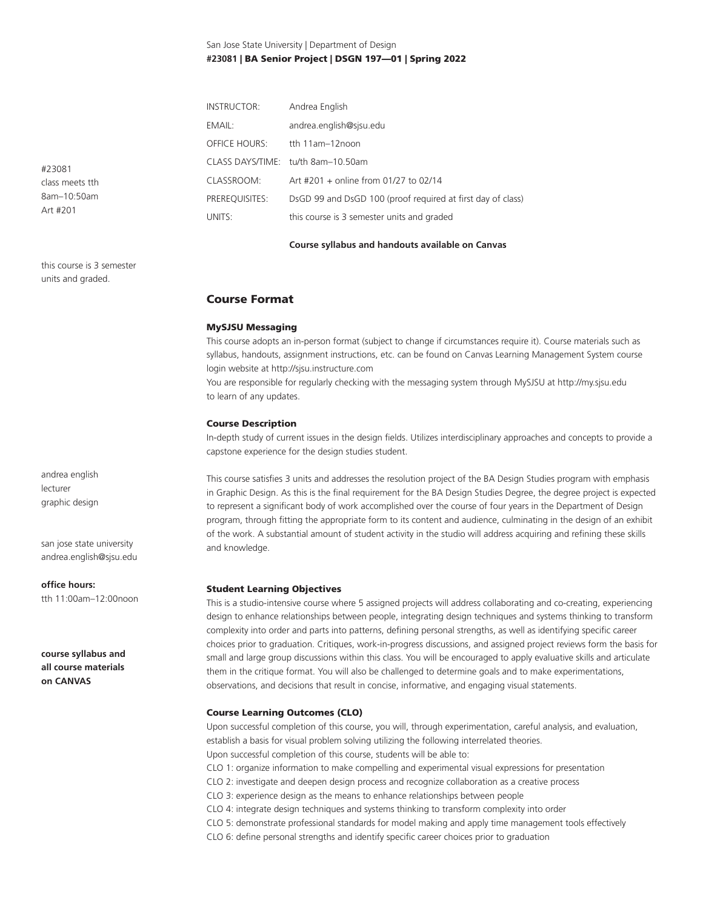San Jose State University | Department of Design

**#23081 | BA Senior Project | DSGN 197—01 | Spring 2022**

| | |
|---|---|
| INSTRUCTOR: | Andrea English |
| EMAIL: | andrea.english@sjsu.edu |
| OFFICE HOURS: | tth 11am–12noon |
| CLASS DAYS/TIME: | tu/th 8am–10.50am |
| CLASSROOM: | Art #201 + online from 01/27 to 02/14 |
| PREREQUISITES: | DsGD 99 and DsGD 100 (proof required at first day of class) |
| UNITS: | this course is 3 semester units and graded |

**Course syllabus and handouts available on Canvas**

#23081
class meets tth
8am–10:50am
Art #201

this course is 3 semester units and graded.

andrea english
lecturer
graphic design

san jose state university
andrea.english@sjsu.edu

**office hours:**
tth 11:00am–12:00noon

**course syllabus and all course materials on CANVAS**

## Course Format

### MySJSU Messaging

This course adopts an in-person format (subject to change if circumstances require it). Course materials such as syllabus, handouts, assignment instructions, etc. can be found on Canvas Learning Management System course login website at http://sjsu.instructure.com

You are responsible for regularly checking with the messaging system through MySJSU at http://my.sjsu.edu to learn of any updates.

### Course Description

In-depth study of current issues in the design fields. Utilizes interdisciplinary approaches and concepts to provide a capstone experience for the design studies student.

This course satisfies 3 units and addresses the resolution project of the BA Design Studies program with emphasis in Graphic Design. As this is the final requirement for the BA Design Studies Degree, the degree project is expected to represent a significant body of work accomplished over the course of four years in the Department of Design program, through fitting the appropriate form to its content and audience, culminating in the design of an exhibit of the work. A substantial amount of student activity in the studio will address acquiring and refining these skills and knowledge.

### Student Learning Objectives

This is a studio-intensive course where 5 assigned projects will address collaborating and co-creating, experiencing design to enhance relationships between people, integrating design techniques and systems thinking to transform complexity into order and parts into patterns, defining personal strengths, as well as identifying specific career choices prior to graduation. Critiques, work-in-progress discussions, and assigned project reviews form the basis for small and large group discussions within this class. You will be encouraged to apply evaluative skills and articulate them in the critique format. You will also be challenged to determine goals and to make experimentations, observations, and decisions that result in concise, informative, and engaging visual statements.

### Course Learning Outcomes (CLO)

Upon successful completion of this course, you will, through experimentation, careful analysis, and evaluation, establish a basis for visual problem solving utilizing the following interrelated theories.

Upon successful completion of this course, students will be able to:

CLO 1: organize information to make compelling and experimental visual expressions for presentation
CLO 2: investigate and deepen design process and recognize collaboration as a creative process
CLO 3: experience design as the means to enhance relationships between people
CLO 4: integrate design techniques and systems thinking to transform complexity into order
CLO 5: demonstrate professional standards for model making and apply time management tools effectively
CLO 6: define personal strengths and identify specific career choices prior to graduation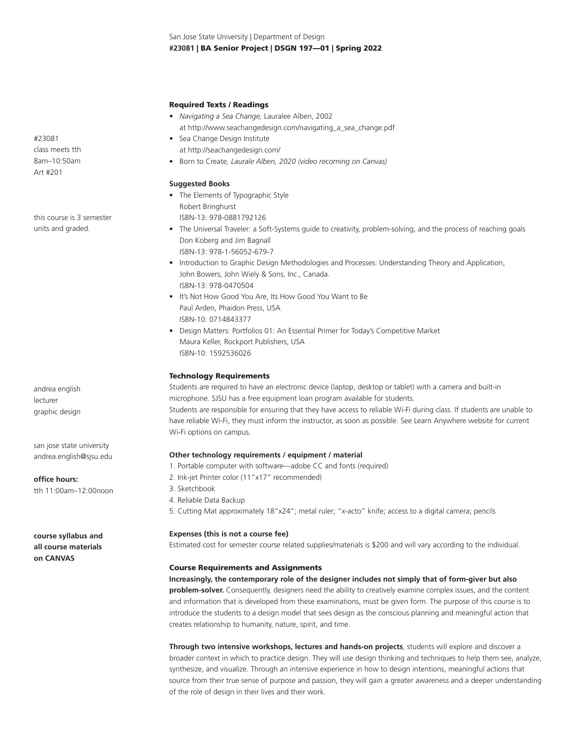#23081
class meets tth
8am–10:50am
Art #201

this course is 3 semester units and graded.

andrea english
lecturer
graphic design

san jose state university
andrea.english@sjsu.edu

**office hours:**
tth 11:00am–12:00noon

**course syllabus and all course materials on CANVAS**

## Required Texts / Readings

- *Navigating a Sea Change,* Lauralee Alben, 2002
  at http://www.seachangedesign.com/navigating_a_sea_change.pdf
- Sea Change Design Institute
  at http://seachangedesign.com/
- Born to Create*, Laurale Alben, 2020 (video recorning on Canvas)*

### Suggested Books

- The Elements of Typographic Style
  Robert Bringhurst
  ISBN-13: 978-0881792126
- The Universal Traveler: a Soft-Systems guide to creativity, problem-solving, and the process of reaching goals
  Don Koberg and Jim Bagnall
  ISBN-13: 978-1-56052-679-7
- Introduction to Graphic Design Methodologies and Processes: Understanding Theory and Application,
  John Bowers, John Wiely & Sons, Inc., Canada.
  ISBN-13: 978-0470504
- It's Not How Good You Are, Its How Good You Want to Be
  Paul Arden, Phaidon Press, USA
  ISBN-10: 0714843377
- Design Matters: Portfolios 01: An Essential Primer for Today's Competitive Market
  Maura Keller, Rockport Publishers, USA
  ISBN-10: 1592536026

## Technology Requirements

Students are required to have an electronic device (laptop, desktop or tablet) with a camera and built-in microphone. SJSU has a free equipment loan program available for students.
Students are responsible for ensuring that they have access to reliable Wi-Fi during class. If students are unable to have reliable Wi-Fi, they must inform the instructor, as soon as possible. See Learn Anywhere website for current Wi-Fi options on campus.

### Other technology requirements / equipment / material

1. Portable computer with software—adobe CC and fonts (required)
2. Ink-jet Printer color (11"x17" recommended)
3. Sketchbook
4. Reliable Data Backup
5. Cutting Mat approximately 18"x24"; metal ruler; "x-acto" knife; access to a digital camera; pencils

### Expenses (this is not a course fee)

Estimated cost for semester course related supplies/materials is $200 and will vary according to the individual.

## Course Requirements and Assignments

**Increasingly, the contemporary role of the designer includes not simply that of form-giver but also problem-solver.** Consequently, designers need the ability to creatively examine complex issues, and the content and information that is developed from these examinations, must be given form. The purpose of this course is to introduce the students to a design model that sees design as the conscious planning and meaningful action that creates relationship to humanity, nature, spirit, and time.

**Through two intensive workshops, lectures and hands-on projects**, students will explore and discover a broader context in which to practice design. They will use design thinking and techniques to help them see, analyze, synthesize, and visualize. Through an intensive experience in how to design intentions, meaningful actions that source from their true sense of purpose and passion, they will gain a greater awareness and a deeper understanding of the role of design in their lives and their work.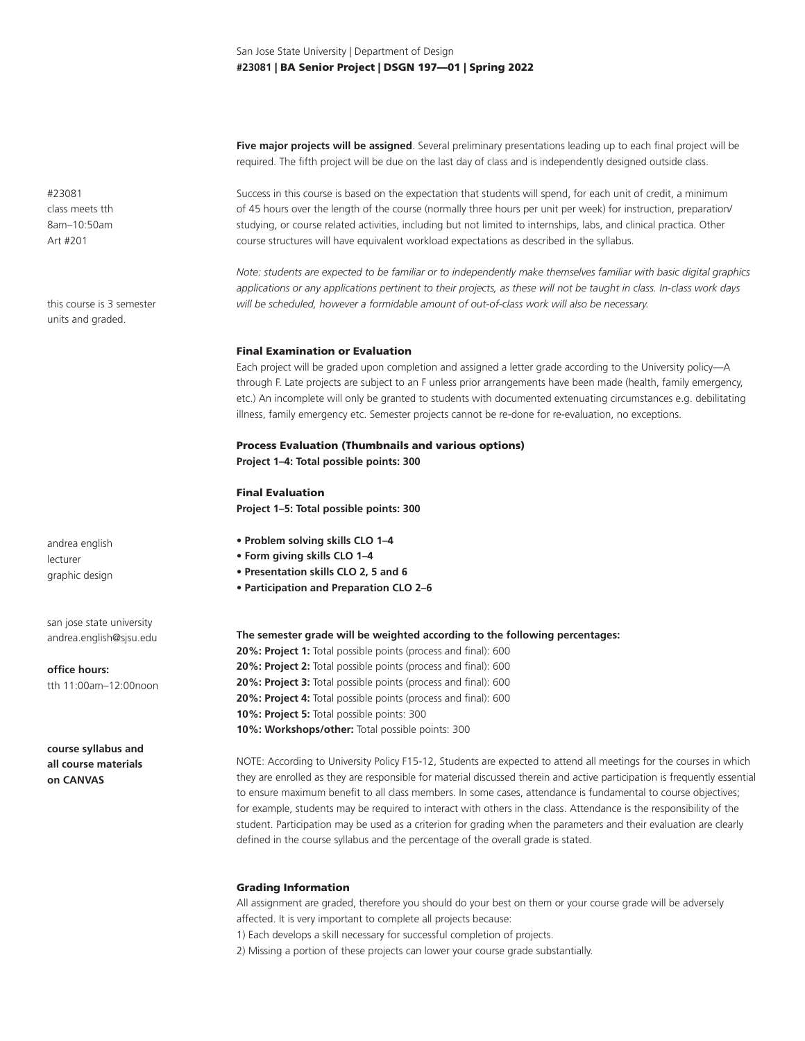**Five major projects will be assigned**. Several preliminary presentations leading up to each final project will be required. The fifth project will be due on the last day of class and is independently designed outside class.

#23081
class meets tth
8am–10:50am
Art #201

Success in this course is based on the expectation that students will spend, for each unit of credit, a minimum of 45 hours over the length of the course (normally three hours per unit per week) for instruction, preparation/studying, or course related activities, including but not limited to internships, labs, and clinical practica. Other course structures will have equivalent workload expectations as described in the syllabus.

this course is 3 semester units and graded.

*Note: students are expected to be familiar or to independently make themselves familiar with basic digital graphics applications or any applications pertinent to their projects, as these will not be taught in class. In-class work days will be scheduled, however a formidable amount of out-of-class work will also be necessary.*

### Final Examination or Evaluation

Each project will be graded upon completion and assigned a letter grade according to the University policy—A through F. Late projects are subject to an F unless prior arrangements have been made (health, family emergency, etc.) An incomplete will only be granted to students with documented extenuating circumstances e.g. debilitating illness, family emergency etc. Semester projects cannot be re-done for re-evaluation, no exceptions.

### Process Evaluation (Thumbnails and various options)

**Project 1–4: Total possible points: 300**

### Final Evaluation

**Project 1–5: Total possible points: 300**

andrea english
lecturer
graphic design

- **Problem solving skills CLO 1–4**
- **Form giving skills CLO 1–4**
- **Presentation skills CLO 2, 5 and 6**
- **Participation and Preparation CLO 2–6**

san jose state university
andrea.english@sjsu.edu

**office hours:**
tth 11:00am–12:00noon

**course syllabus and all course materials on CANVAS**

**The semester grade will be weighted according to the following percentages:**
**20%: Project 1:** Total possible points (process and final): 600
**20%: Project 2:** Total possible points (process and final): 600
**20%: Project 3:** Total possible points (process and final): 600
**20%: Project 4:** Total possible points (process and final): 600
**10%: Project 5:** Total possible points: 300
**10%: Workshops/other:** Total possible points: 300

NOTE: According to University Policy F15-12, Students are expected to attend all meetings for the courses in which they are enrolled as they are responsible for material discussed therein and active participation is frequently essential to ensure maximum benefit to all class members. In some cases, attendance is fundamental to course objectives; for example, students may be required to interact with others in the class. Attendance is the responsibility of the student. Participation may be used as a criterion for grading when the parameters and their evaluation are clearly defined in the course syllabus and the percentage of the overall grade is stated.

### Grading Information

All assignment are graded, therefore you should do your best on them or your course grade will be adversely affected. It is very important to complete all projects because:
1) Each develops a skill necessary for successful completion of projects.
2) Missing a portion of these projects can lower your course grade substantially.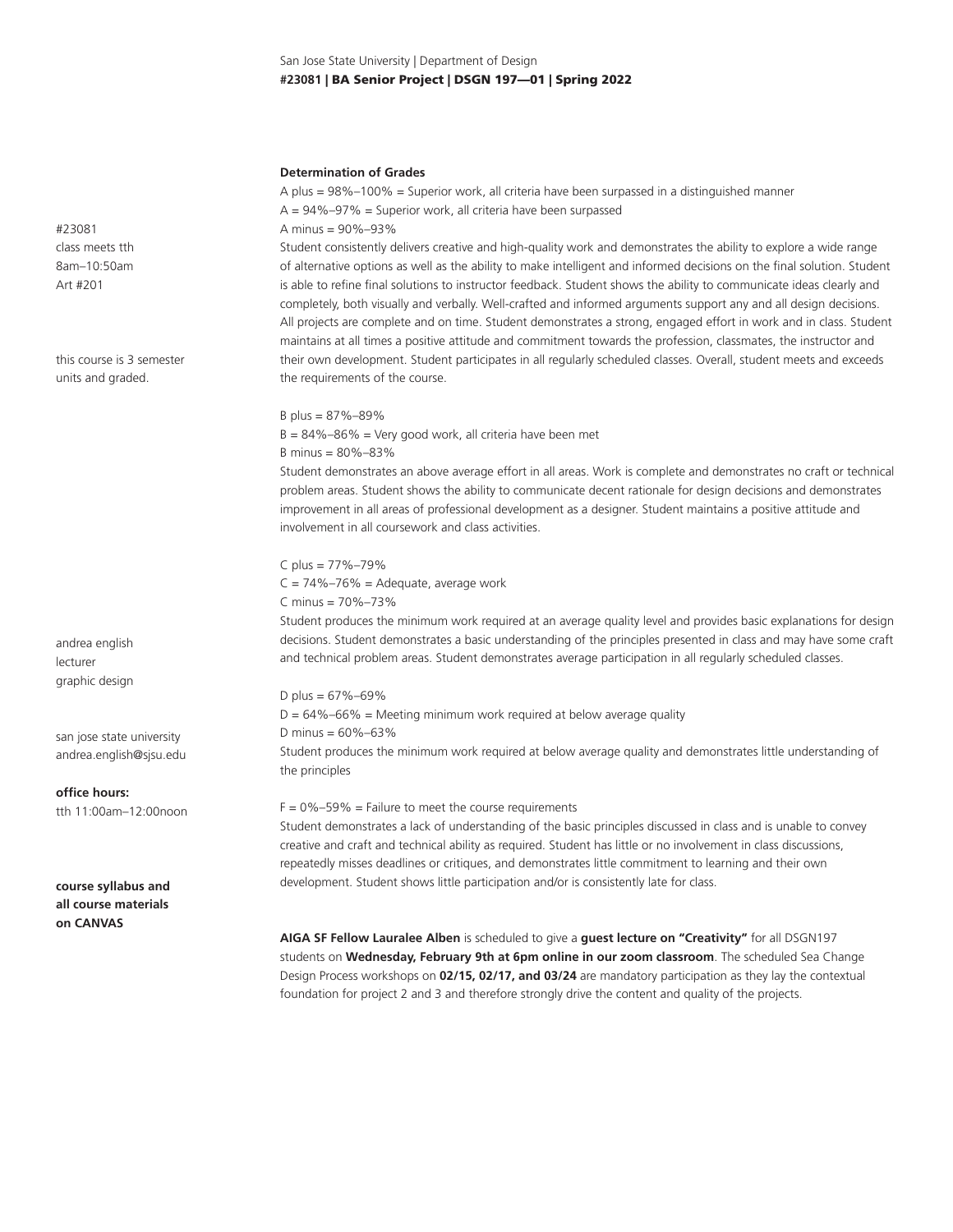#23081
class meets tth
8am–10:50am
Art #201

this course is 3 semester units and graded.

andrea english
lecturer
graphic design

san jose state university
andrea.english@sjsu.edu

**office hours:**
tth 11:00am–12:00noon

**course syllabus and all course materials on CANVAS**

**Determination of Grades**

A plus = 98%–100% = Superior work, all criteria have been surpassed in a distinguished manner
A = 94%–97% = Superior work, all criteria have been surpassed
A minus = 90%–93%
Student consistently delivers creative and high-quality work and demonstrates the ability to explore a wide range of alternative options as well as the ability to make intelligent and informed decisions on the final solution. Student is able to refine final solutions to instructor feedback. Student shows the ability to communicate ideas clearly and completely, both visually and verbally. Well-crafted and informed arguments support any and all design decisions. All projects are complete and on time. Student demonstrates a strong, engaged effort in work and in class. Student maintains at all times a positive attitude and commitment towards the profession, classmates, the instructor and their own development. Student participates in all regularly scheduled classes. Overall, student meets and exceeds the requirements of the course.

B plus = 87%–89%
B = 84%–86% = Very good work, all criteria have been met
B minus = 80%–83%
Student demonstrates an above average effort in all areas. Work is complete and demonstrates no craft or technical problem areas. Student shows the ability to communicate decent rationale for design decisions and demonstrates improvement in all areas of professional development as a designer. Student maintains a positive attitude and involvement in all coursework and class activities.

C plus = 77%–79%
C = 74%–76% = Adequate, average work
C minus = 70%–73%
Student produces the minimum work required at an average quality level and provides basic explanations for design decisions. Student demonstrates a basic understanding of the principles presented in class and may have some craft and technical problem areas. Student demonstrates average participation in all regularly scheduled classes.

D plus = 67%–69%
D = 64%–66% = Meeting minimum work required at below average quality
D minus = 60%–63%
Student produces the minimum work required at below average quality and demonstrates little understanding of the principles

F = 0%–59% = Failure to meet the course requirements
Student demonstrates a lack of understanding of the basic principles discussed in class and is unable to convey creative and craft and technical ability as required. Student has little or no involvement in class discussions, repeatedly misses deadlines or critiques, and demonstrates little commitment to learning and their own development. Student shows little participation and/or is consistently late for class.

**AIGA SF Fellow Lauralee Alben** is scheduled to give a **guest lecture on "Creativity"** for all DSGN197 students on **Wednesday, February 9th at 6pm online in our zoom classroom**. The scheduled Sea Change Design Process workshops on **02/15, 02/17, and 03/24** are mandatory participation as they lay the contextual foundation for project 2 and 3 and therefore strongly drive the content and quality of the projects.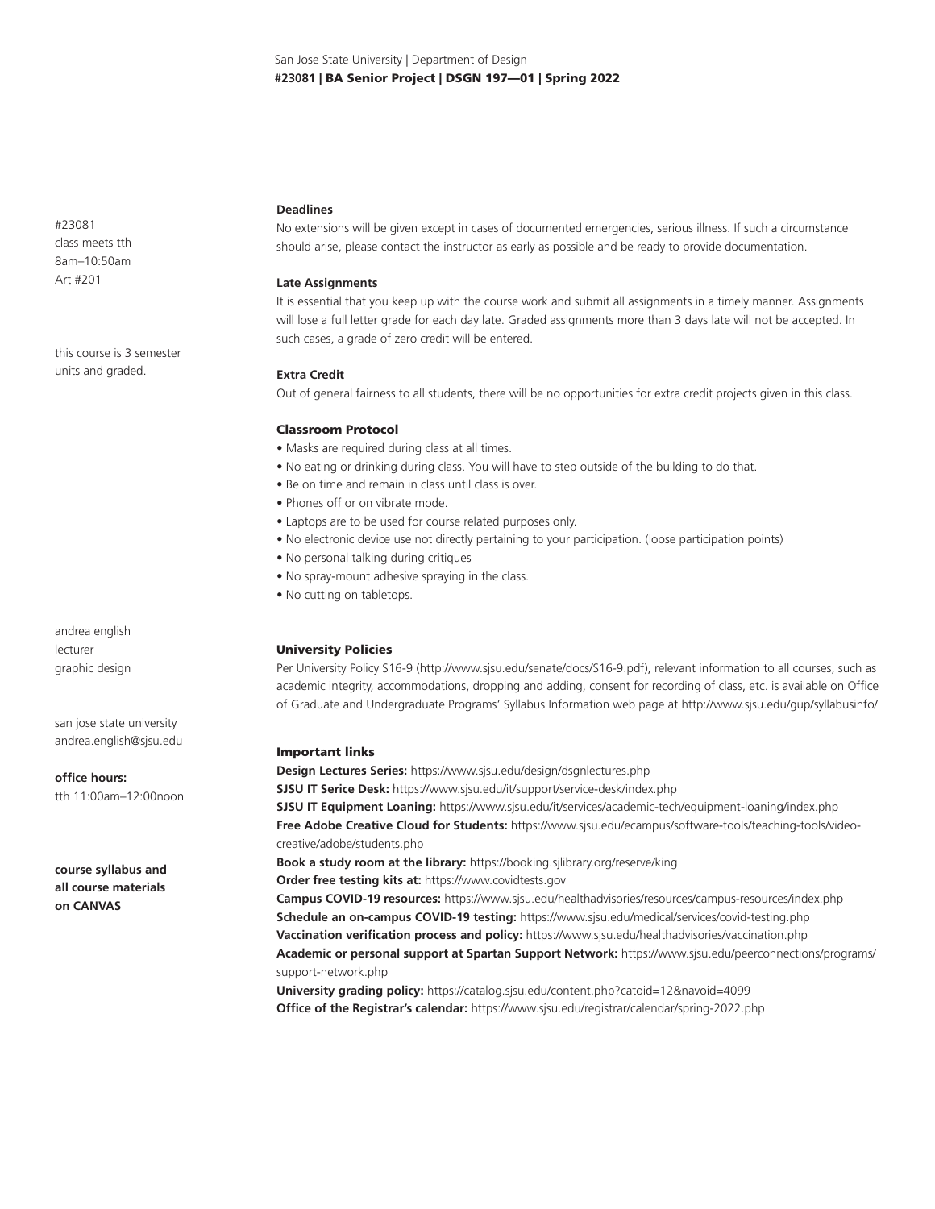#23081
class meets tth
8am–10:50am
Art #201

this course is 3 semester units and graded.

andrea english
lecturer
graphic design

san jose state university
andrea.english@sjsu.edu

**office hours:**
tth 11:00am–12:00noon

**course syllabus and all course materials on CANVAS**

**Deadlines**

No extensions will be given except in cases of documented emergencies, serious illness. If such a circumstance should arise, please contact the instructor as early as possible and be ready to provide documentation.

**Late Assignments**

It is essential that you keep up with the course work and submit all assignments in a timely manner. Assignments will lose a full letter grade for each day late. Graded assignments more than 3 days late will not be accepted. In such cases, a grade of zero credit will be entered.

**Extra Credit**

Out of general fairness to all students, there will be no opportunities for extra credit projects given in this class.

## Classroom Protocol

- Masks are required during class at all times.
- No eating or drinking during class. You will have to step outside of the building to do that.
- Be on time and remain in class until class is over.
- Phones off or on vibrate mode.
- Laptops are to be used for course related purposes only.
- No electronic device use not directly pertaining to your participation. (loose participation points)
- No personal talking during critiques
- No spray-mount adhesive spraying in the class.
- No cutting on tabletops.

## University Policies

Per University Policy S16-9 (http://www.sjsu.edu/senate/docs/S16-9.pdf), relevant information to all courses, such as academic integrity, accommodations, dropping and adding, consent for recording of class, etc. is available on Office of Graduate and Undergraduate Programs' Syllabus Information web page at http://www.sjsu.edu/gup/syllabusinfo/

## Important links

**Design Lectures Series:** https://www.sjsu.edu/design/dsgnlectures.php
**SJSU IT Serice Desk:** https://www.sjsu.edu/it/support/service-desk/index.php
**SJSU IT Equipment Loaning:** https://www.sjsu.edu/it/services/academic-tech/equipment-loaning/index.php
**Free Adobe Creative Cloud for Students:** https://www.sjsu.edu/ecampus/software-tools/teaching-tools/video-creative/adobe/students.php
**Book a study room at the library:** https://booking.sjlibrary.org/reserve/king
**Order free testing kits at:** https://www.covidtests.gov
**Campus COVID-19 resources:** https://www.sjsu.edu/healthadvisories/resources/campus-resources/index.php
**Schedule an on-campus COVID-19 testing:** https://www.sjsu.edu/medical/services/covid-testing.php
**Vaccination verification process and policy:** https://www.sjsu.edu/healthadvisories/vaccination.php
**Academic or personal support at Spartan Support Network:** https://www.sjsu.edu/peerconnections/programs/support-network.php
**University grading policy:** https://catalog.sjsu.edu/content.php?catoid=12&navoid=4099
**Office of the Registrar's calendar:** https://www.sjsu.edu/registrar/calendar/spring-2022.php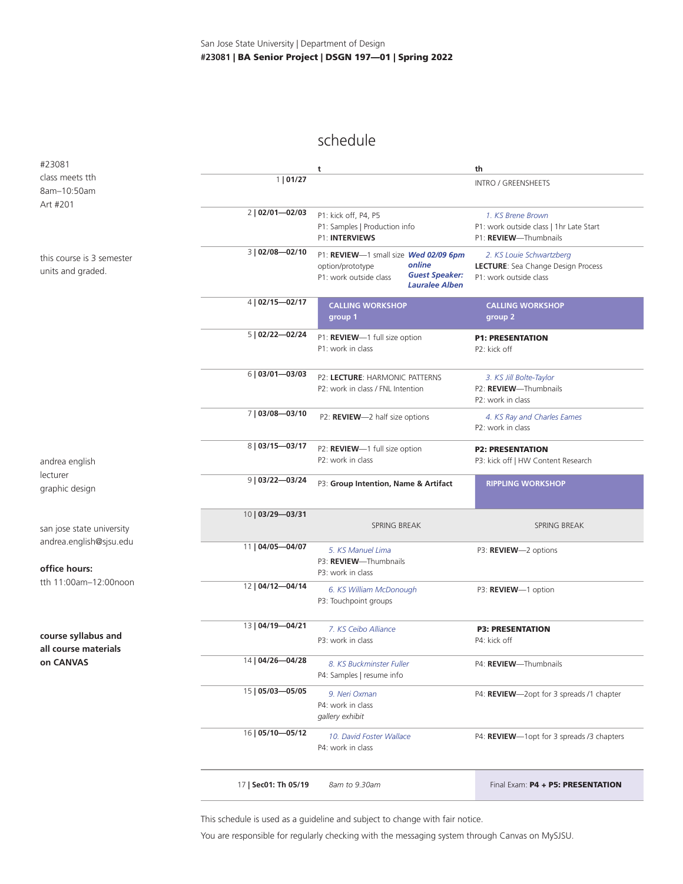San Jose State University | Department of Design
**#23081 | BA Senior Project | DSGN 197—01 | Spring 2022**

# schedule

#23081
class meets tth
8am–10:50am
Art #201

this course is 3 semester units and graded.

andrea english
lecturer
graphic design

san jose state university
andrea.english@sjsu.edu

**office hours:**
tth 11:00am–12:00noon

**course syllabus and all course materials on CANVAS**

| | t | th |
|---|---|---|
| 1 \| **01/27** | | INTRO / GREENSHEETS |
| 2 \| **02/01—02/03** | P1: kick off, P4, P5<br>P1: Samples \| Production info<br>P1: **INTERVIEWS** | *1. KS Brene Brown*<br>P1: work outside class \| 1hr Late Start<br>P1: **REVIEW**—Thumbnails |
| 3 \| **02/08—02/10** | P1: **REVIEW**—1 small size option/prototype<br>P1: work outside class<br>***Wed 02/09 6pm online Guest Speaker: Lauralee Alben*** | *2. KS Louie Schwartzberg*<br>**LECTURE**: Sea Change Design Process<br>P1: work outside class |
| 4 \| **02/15—02/17** | **CALLING WORKSHOP group 1** | **CALLING WORKSHOP group 2** |
| 5 \| **02/22—02/24** | P1: **REVIEW**—1 full size option<br>P1: work in class | **P1: PRESENTATION**<br>P2: kick off |
| 6 \| **03/01—03/03** | P2: **LECTURE**: HARMONIC PATTERNS<br>P2: work in class / FNL Intention | *3. KS Jill Bolte-Taylor*<br>P2: **REVIEW**—Thumbnails<br>P2: work in class |
| 7 \| **03/08—03/10** | P2: **REVIEW**—2 half size options | *4. KS Ray and Charles Eames*<br>P2: work in class |
| 8 \| **03/15—03/17** | P2: **REVIEW**—1 full size option<br>P2: work in class | **P2: PRESENTATION**<br>P3: kick off \| HW Content Research |
| 9 \| **03/22—03/24** | P3: **Group Intention, Name & Artifact** | **RIPPLING WORKSHOP** |
| 10 \| **03/29—03/31** | SPRING BREAK | SPRING BREAK |
| 11 \| **04/05—04/07** | *5. KS Manuel Lima*<br>P3: **REVIEW**—Thumbnails<br>P3: work in class | P3: **REVIEW**—2 options |
| 12 \| **04/12—04/14** | *6. KS William McDonough*<br>P3: Touchpoint groups | P3: **REVIEW**—1 option |
| 13 \| **04/19—04/21** | *7. KS Ceibo Alliance*<br>P3: work in class | **P3: PRESENTATION**<br>P4: kick off |
| 14 \| **04/26—04/28** | *8. KS Buckminster Fuller*<br>P4: Samples \| resume info | P4: **REVIEW**—Thumbnails |
| 15 \| **05/03—05/05** | *9. Neri Oxman*<br>P4: work in class<br>*gallery exhibit* | P4: **REVIEW**—2opt for 3 spreads /1 chapter |
| 16 \| **05/10—05/12** | *10. David Foster Wallace*<br>P4: work in class | P4: **REVIEW**—1opt for 3 spreads /3 chapters |
| 17 \| **Sec01: Th 05/19** | *8am to 9.30am* | Final Exam: **P4 + P5: PRESENTATION** |

This schedule is used as a guideline and subject to change with fair notice.

You are responsible for regularly checking with the messaging system through Canvas on MySJSU.